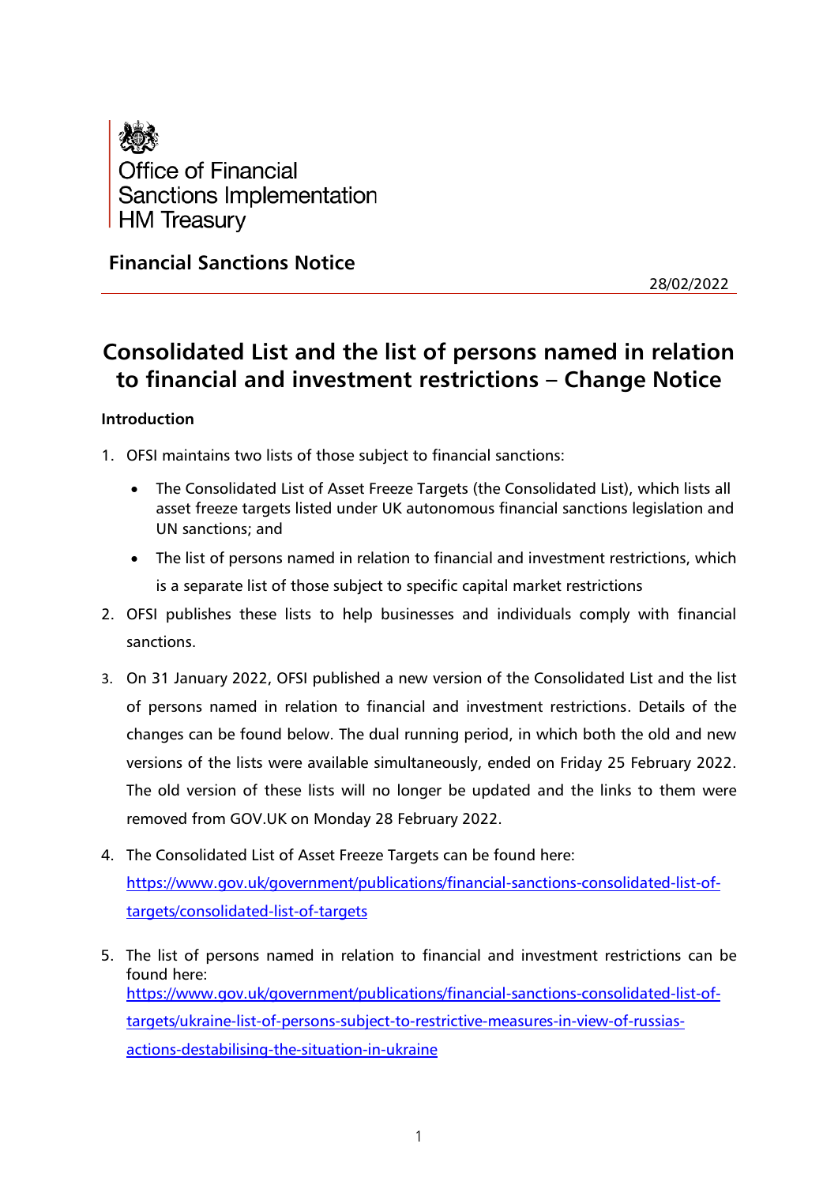Office of Financial Sanctions Implementation
HM Treasury

## Financial Sanctions Notice

28/02/2022

# Consolidated List and the list of persons named in relation to financial and investment restrictions – Change Notice

### Introduction

1. OFSI maintains two lists of those subject to financial sanctions:
   - The Consolidated List of Asset Freeze Targets (the Consolidated List), which lists all asset freeze targets listed under UK autonomous financial sanctions legislation and UN sanctions; and
   - The list of persons named in relation to financial and investment restrictions, which is a separate list of those subject to specific capital market restrictions
2. OFSI publishes these lists to help businesses and individuals comply with financial sanctions.
3. On 31 January 2022, OFSI published a new version of the Consolidated List and the list of persons named in relation to financial and investment restrictions. Details of the changes can be found below. The dual running period, in which both the old and new versions of the lists were available simultaneously, ended on Friday 25 February 2022. The old version of these lists will no longer be updated and the links to them were removed from GOV.UK on Monday 28 February 2022.
4. The Consolidated List of Asset Freeze Targets can be found here: [https://www.gov.uk/government/publications/financial-sanctions-consolidated-list-of-targets/consolidated-list-of-targets](https://www.gov.uk/government/publications/financial-sanctions-consolidated-list-of-targets/consolidated-list-of-targets)
5. The list of persons named in relation to financial and investment restrictions can be found here: [https://www.gov.uk/government/publications/financial-sanctions-consolidated-list-of-targets/ukraine-list-of-persons-subject-to-restrictive-measures-in-view-of-russias-actions-destabilising-the-situation-in-ukraine](https://www.gov.uk/government/publications/financial-sanctions-consolidated-list-of-targets/ukraine-list-of-persons-subject-to-restrictive-measures-in-view-of-russias-actions-destabilising-the-situation-in-ukraine)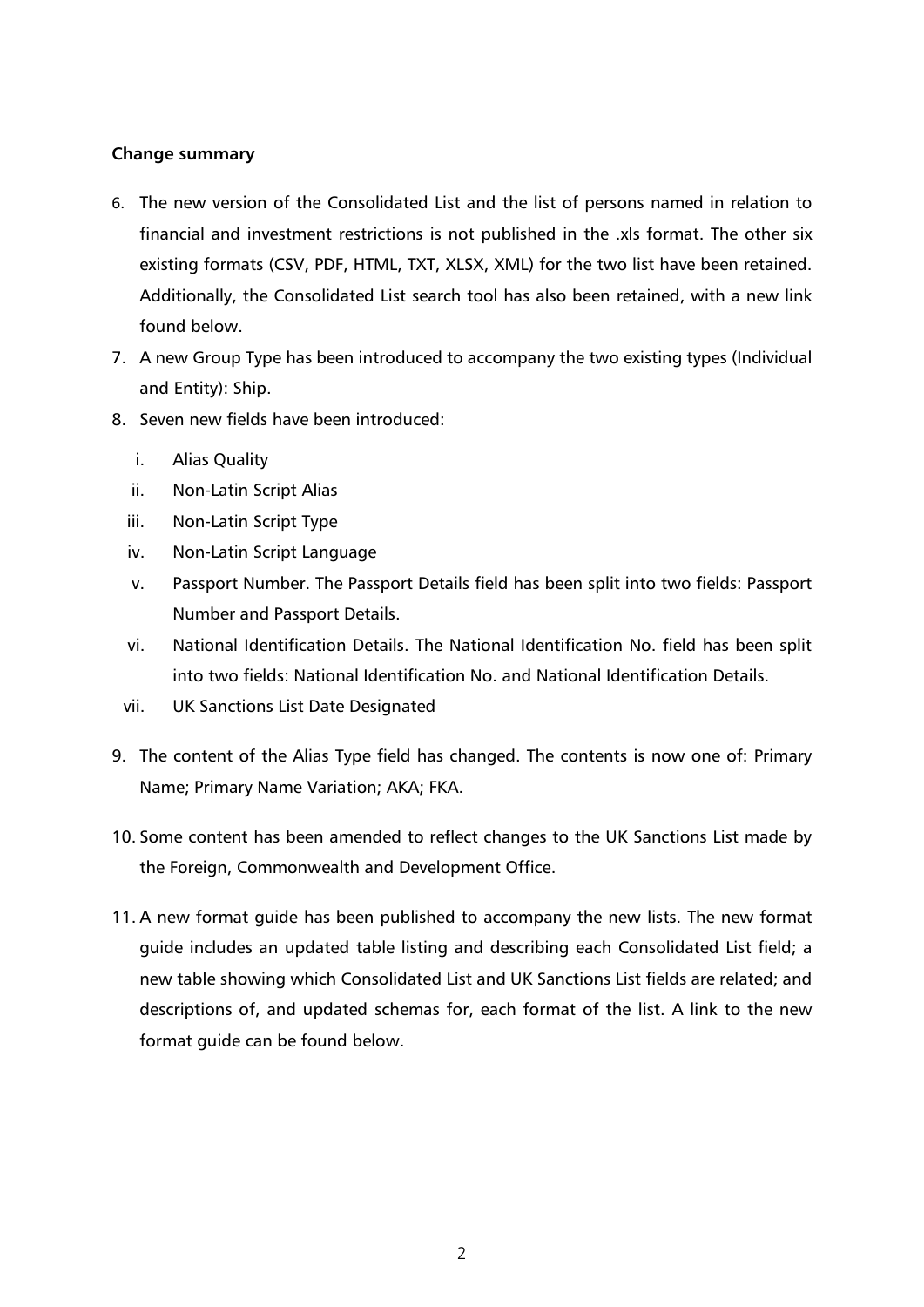**Change summary**

6. The new version of the Consolidated List and the list of persons named in relation to financial and investment restrictions is not published in the .xls format. The other six existing formats (CSV, PDF, HTML, TXT, XLSX, XML) for the two list have been retained. Additionally, the Consolidated List search tool has also been retained, with a new link found below.
7. A new Group Type has been introduced to accompany the two existing types (Individual and Entity): Ship.
8. Seven new fields have been introduced:
    i. Alias Quality
    ii. Non-Latin Script Alias
    iii. Non-Latin Script Type
    iv. Non-Latin Script Language
    v. Passport Number. The Passport Details field has been split into two fields: Passport Number and Passport Details.
    vi. National Identification Details. The National Identification No. field has been split into two fields: National Identification No. and National Identification Details.
    vii. UK Sanctions List Date Designated
9. The content of the Alias Type field has changed. The contents is now one of: Primary Name; Primary Name Variation; AKA; FKA.
10. Some content has been amended to reflect changes to the UK Sanctions List made by the Foreign, Commonwealth and Development Office.
11. A new format guide has been published to accompany the new lists. The new format guide includes an updated table listing and describing each Consolidated List field; a new table showing which Consolidated List and UK Sanctions List fields are related; and descriptions of, and updated schemas for, each format of the list. A link to the new format guide can be found below.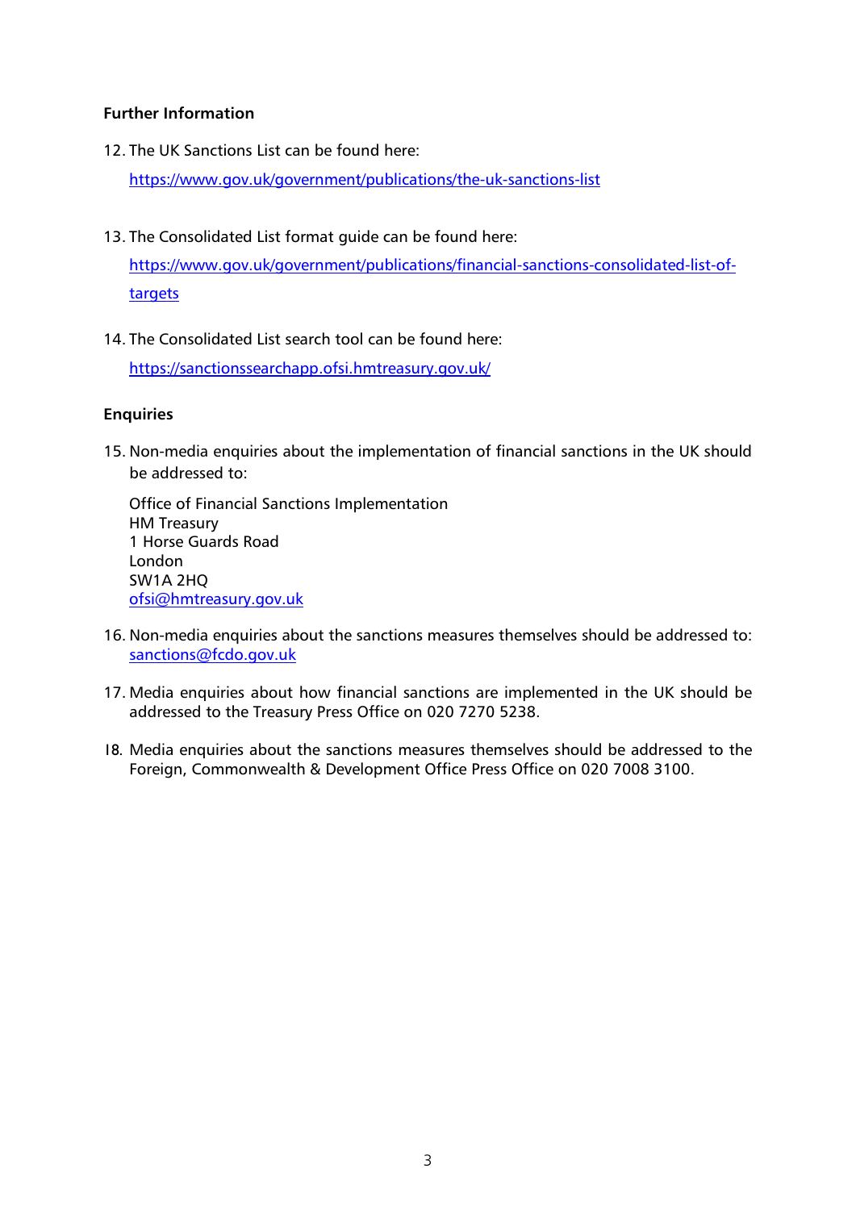**Further Information**

12. The UK Sanctions List can be found here:

    https://www.gov.uk/government/publications/the-uk-sanctions-list

13. The Consolidated List format guide can be found here:

    https://www.gov.uk/government/publications/financial-sanctions-consolidated-list-of-targets

14. The Consolidated List search tool can be found here:

    https://sanctionssearchapp.ofsi.hmtreasury.gov.uk/

**Enquiries**

15. Non-media enquiries about the implementation of financial sanctions in the UK should be addressed to:

    Office of Financial Sanctions Implementation
    HM Treasury
    1 Horse Guards Road
    London
    SW1A 2HQ
    ofsi@hmtreasury.gov.uk

16. Non-media enquiries about the sanctions measures themselves should be addressed to: sanctions@fcdo.gov.uk

17. Media enquiries about how financial sanctions are implemented in the UK should be addressed to the Treasury Press Office on 020 7270 5238.

18. Media enquiries about the sanctions measures themselves should be addressed to the Foreign, Commonwealth & Development Office Press Office on 020 7008 3100.